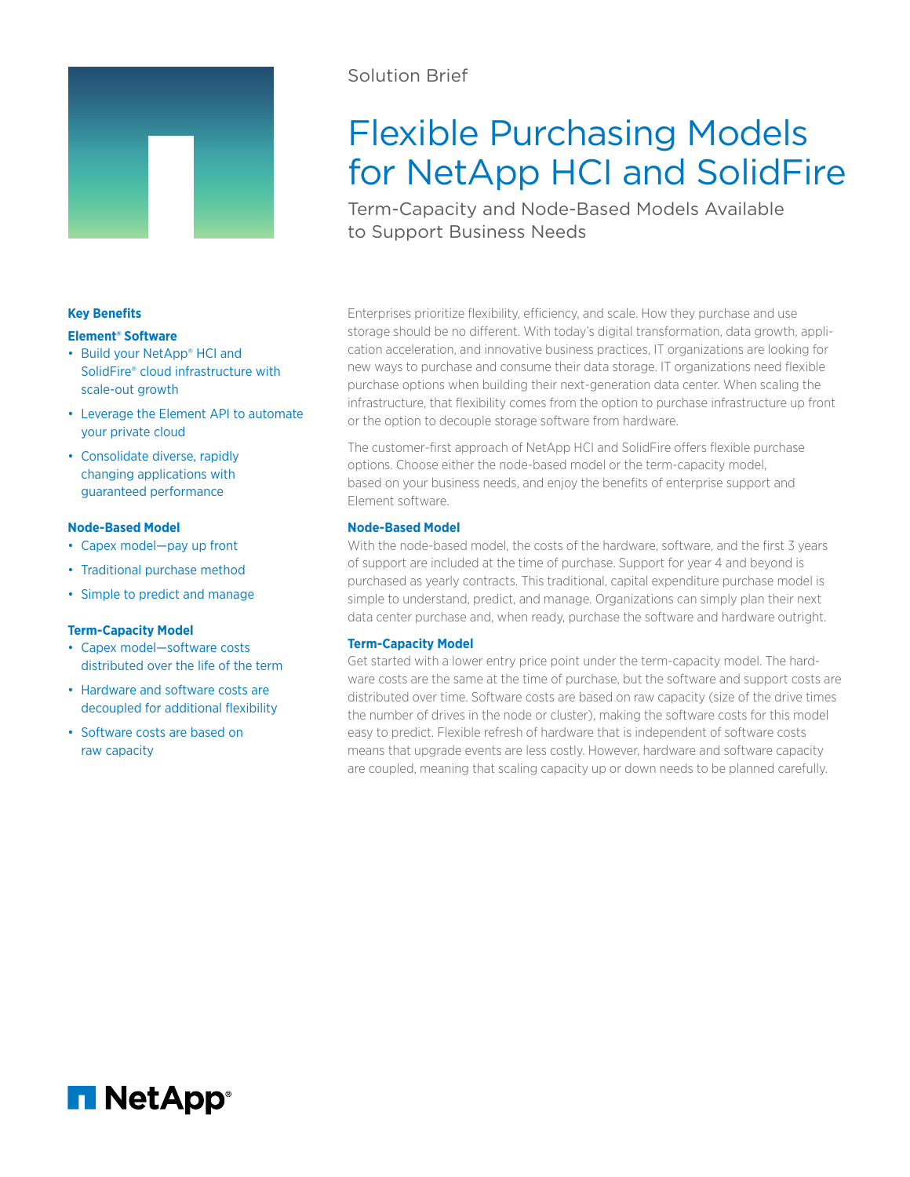Solution Brief

# Flexible Purchasing Models for NetApp HCI and SolidFire

## Term-Capacity and Node-Based Models Available to Support Business Needs

Enterprises prioritize flexibility, efficiency, and scale. How they purchase and use storage should be no different. With today's digital transformation, data growth, application acceleration, and innovative business practices, IT organizations are looking for new ways to purchase and consume their data storage. IT organizations need flexible purchase options when building their next-generation data center. When scaling the infrastructure, that flexibility comes from the option to purchase infrastructure up front or the option to decouple storage software from hardware.

The customer-first approach of NetApp HCI and SolidFire offers flexible purchase options. Choose either the node-based model or the term-capacity model, based on your business needs, and enjoy the benefits of enterprise support and Element software.

### Node-Based Model

With the node-based model, the costs of the hardware, software, and the first 3 years of support are included at the time of purchase. Support for year 4 and beyond is purchased as yearly contracts. This traditional, capital expenditure purchase model is simple to understand, predict, and manage. Organizations can simply plan their next data center purchase and, when ready, purchase the software and hardware outright.

### Term-Capacity Model

Get started with a lower entry price point under the term-capacity model. The hardware costs are the same at the time of purchase, but the software and support costs are distributed over time. Software costs are based on raw capacity (size of the drive times the number of drives in the node or cluster), making the software costs for this model easy to predict. Flexible refresh of hardware that is independent of software costs means that upgrade events are less costly. However, hardware and software capacity are coupled, meaning that scaling capacity up or down needs to be planned carefully.

### Key Benefits

**Element® Software**

- Build your NetApp® HCI and SolidFire® cloud infrastructure with scale-out growth
- Leverage the Element API to automate your private cloud
- Consolidate diverse, rapidly changing applications with guaranteed performance

**Node-Based Model**

- Capex model—pay up front
- Traditional purchase method
- Simple to predict and manage

**Term-Capacity Model**

- Capex model—software costs distributed over the life of the term
- Hardware and software costs are decoupled for additional flexibility
- Software costs are based on raw capacity

NetApp®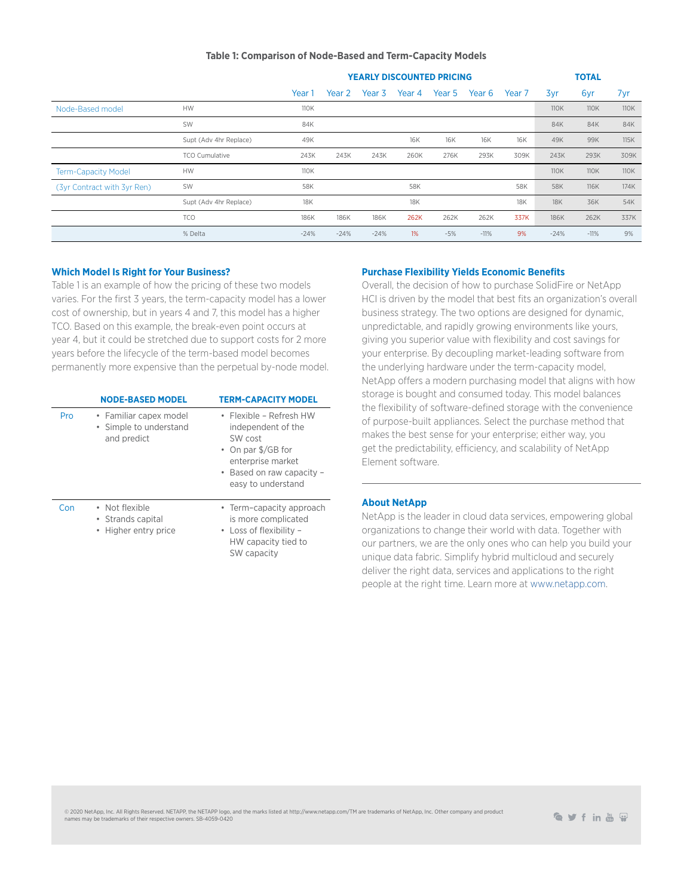**Table 1: Comparison of Node-Based and Term-Capacity Models**

| | | YEARLY DISCOUNTED PRICING | | | | | | | TOTAL | | |
|---|---|---|---|---|---|---|---|---|---|---|---|
| | | Year 1 | Year 2 | Year 3 | Year 4 | Year 5 | Year 6 | Year 7 | 3yr | 6yr | 7yr |
| Node-Based model | HW | 110K | | | | | | | 110K | 110K | 110K |
| | SW | 84K | | | | | | | 84K | 84K | 84K |
| | Supt (Adv 4hr Replace) | 49K | | | 16K | 16K | 16K | 16K | 49K | 99K | 115K |
| | TCO Cumulative | 243K | 243K | 243K | 260K | 276K | 293K | 309K | 243K | 293K | 309K |
| Term-Capacity Model | HW | 110K | | | | | | | 110K | 110K | 110K |
| (3yr Contract with 3yr Ren) | SW | 58K | | | 58K | | | 58K | 58K | 116K | 174K |
| | Supt (Adv 4hr Replace) | 18K | | | 18K | | | 18K | 18K | 36K | 54K |
| | TCO | 186K | 186K | 186K | 262K | 262K | 262K | 337K | 186K | 262K | 337K |
| | % Delta | -24% | -24% | -24% | 1% | -5% | -11% | 9% | -24% | -11% | 9% |

## Which Model Is Right for Your Business?

Table 1 is an example of how the pricing of these two models varies. For the first 3 years, the term-capacity model has a lower cost of ownership, but in years 4 and 7, this model has a higher TCO. Based on this example, the break-even point occurs at year 4, but it could be stretched due to support costs for 2 more years before the lifecycle of the term-based model becomes permanently more expensive than the perpetual by-node model.

| | NODE-BASED MODEL | TERM-CAPACITY MODEL |
|---|---|---|
| Pro | • Familiar capex model<br>• Simple to understand and predict | • Flexible – Refresh HW independent of the SW cost<br>• On par $/GB for enterprise market<br>• Based on raw capacity – easy to understand |
| Con | • Not flexible<br>• Strands capital<br>• Higher entry price | • Term–capacity approach is more complicated<br>• Loss of flexibility – HW capacity tied to SW capacity |

## Purchase Flexibility Yields Economic Benefits

Overall, the decision of how to purchase SolidFire or NetApp HCI is driven by the model that best fits an organization's overall business strategy. The two options are designed for dynamic, unpredictable, and rapidly growing environments like yours, giving you superior value with flexibility and cost savings for your enterprise. By decoupling market-leading software from the underlying hardware under the term-capacity model, NetApp offers a modern purchasing model that aligns with how storage is bought and consumed today. This model balances the flexibility of software-defined storage with the convenience of purpose-built appliances. Select the purchase method that makes the best sense for your enterprise; either way, you get the predictability, efficiency, and scalability of NetApp Element software.

## About NetApp

NetApp is the leader in cloud data services, empowering global organizations to change their world with data. Together with our partners, we are the only ones who can help you build your unique data fabric. Simplify hybrid multicloud and securely deliver the right data, services and applications to the right people at the right time. Learn more at www.netapp.com.

© 2020 NetApp, Inc. All Rights Reserved. NETAPP, the NETAPP logo, and the marks listed at http://www.netapp.com/TM are trademarks of NetApp, Inc. Other company and product names may be trademarks of their respective owners. SB-4059-0420